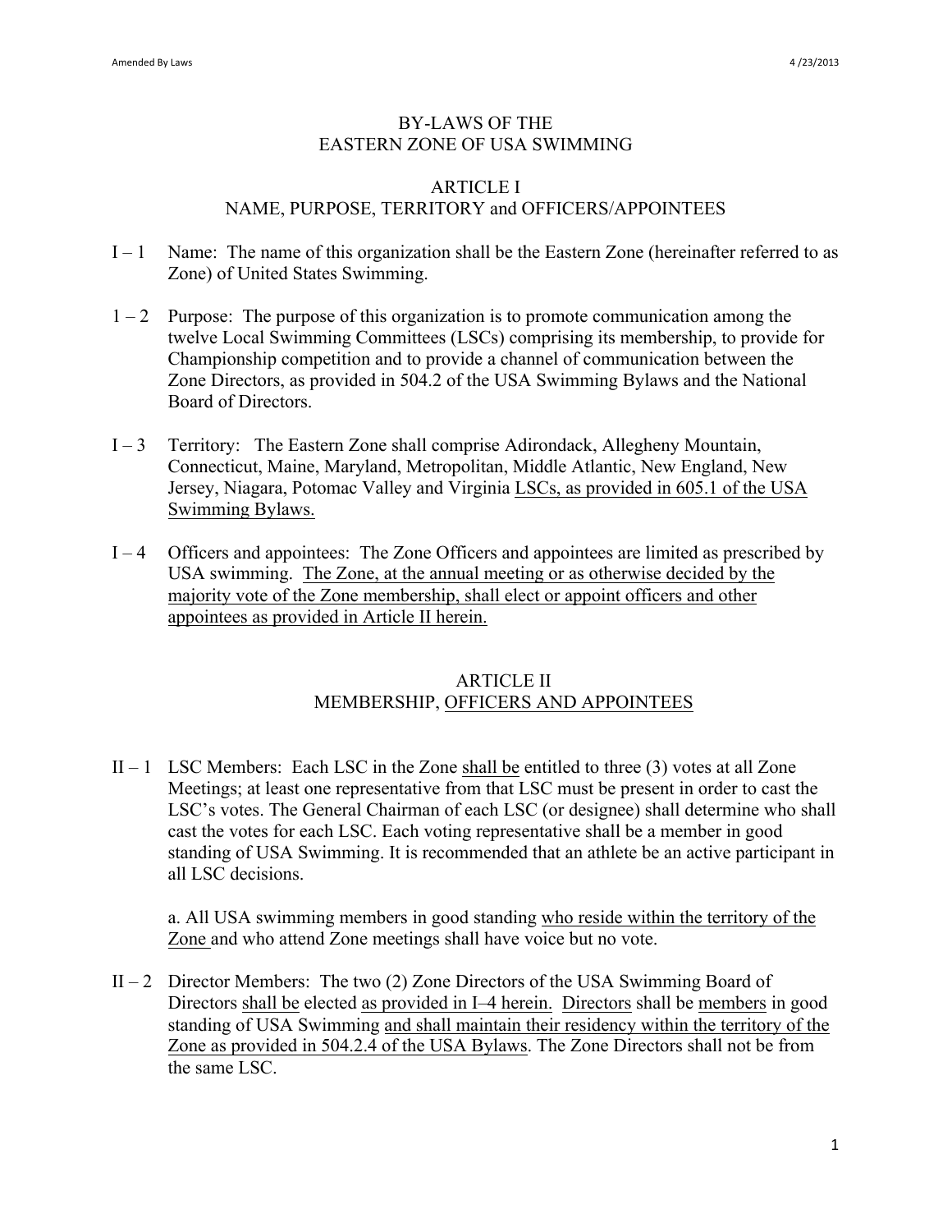# BY-LAWS OF THE EASTERN ZONE OF USA SWIMMING

## ARTICLE I
## NAME, PURPOSE, TERRITORY and OFFICERS/APPOINTEES

I – 1 Name: The name of this organization shall be the Eastern Zone (hereinafter referred to as Zone) of United States Swimming.

1 – 2 Purpose: The purpose of this organization is to promote communication among the twelve Local Swimming Committees (LSCs) comprising its membership, to provide for Championship competition and to provide a channel of communication between the Zone Directors, as provided in 504.2 of the USA Swimming Bylaws and the National Board of Directors.

I – 3 Territory: The Eastern Zone shall comprise Adirondack, Allegheny Mountain, Connecticut, Maine, Maryland, Metropolitan, Middle Atlantic, New England, New Jersey, Niagara, Potomac Valley and Virginia <u>LSCs, as provided in 605.1 of the USA Swimming Bylaws.</u>

I – 4 Officers and appointees: The Zone Officers and appointees are limited as prescribed by USA swimming. <u>The Zone, at the annual meeting or as otherwise decided by the majority vote of the Zone membership, shall elect or appoint officers and other appointees as provided in Article II herein.</u>

## ARTICLE II
## MEMBERSHIP, <u>OFFICERS AND APPOINTEES</u>

II – 1 LSC Members: Each LSC in the Zone <u>shall be</u> entitled to three (3) votes at all Zone Meetings; at least one representative from that LSC must be present in order to cast the LSC's votes. The General Chairman of each LSC (or designee) shall determine who shall cast the votes for each LSC. Each voting representative shall be a member in good standing of USA Swimming. It is recommended that an athlete be an active participant in all LSC decisions.

a. All USA swimming members in good standing <u>who reside within the territory of the Zone</u> and who attend Zone meetings shall have voice but no vote.

II – 2 Director Members: The two (2) Zone Directors of the USA Swimming Board of Directors <u>shall be</u> elected <u>as provided in I–4 herein.</u> <u>Directors</u> shall be <u>members</u> in good standing of USA Swimming <u>and shall maintain their residency within the territory of the Zone as provided in 504.2.4 of the USA Bylaws</u>. The Zone Directors shall not be from the same LSC.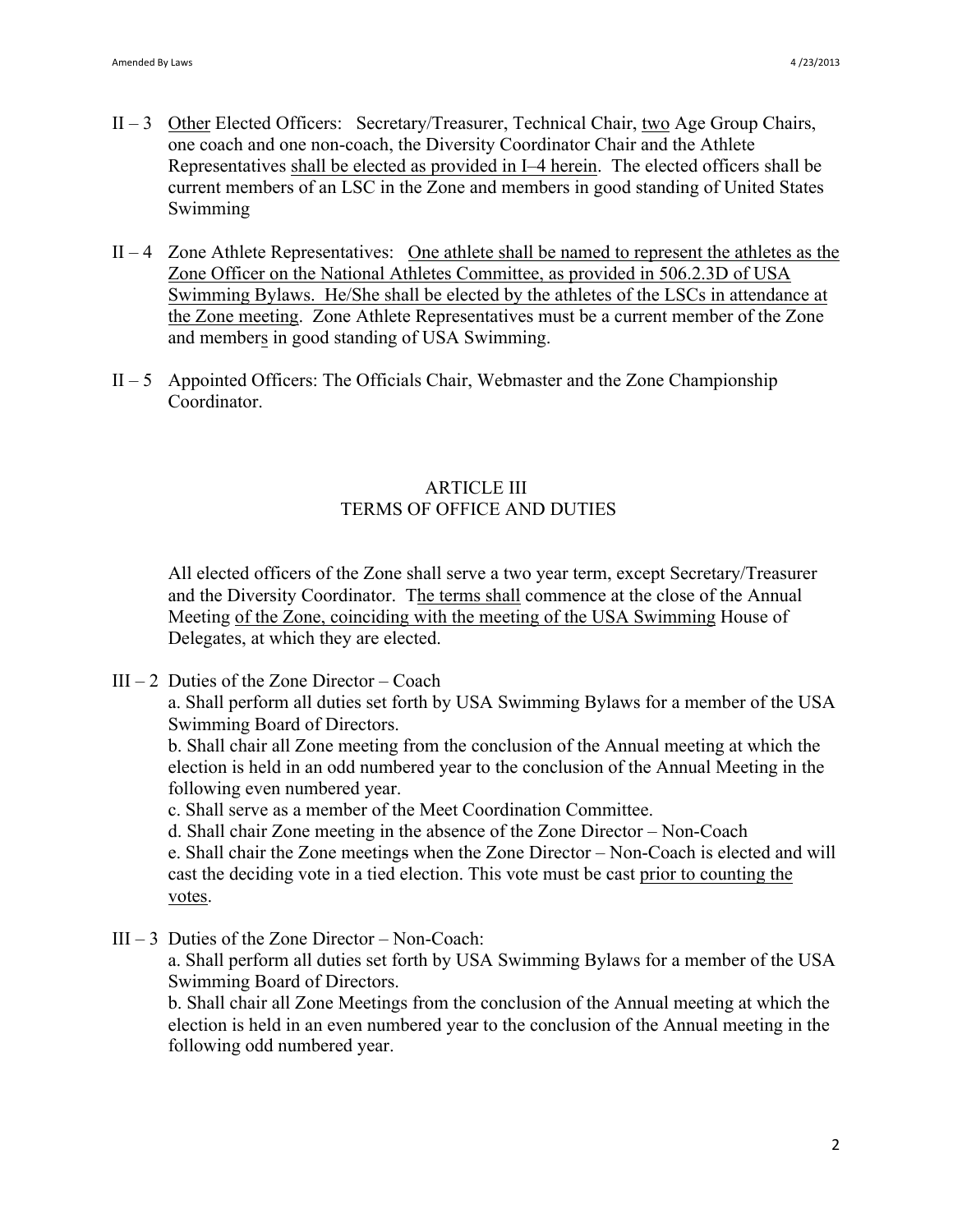II – 3 Other Elected Officers: Secretary/Treasurer, Technical Chair, two Age Group Chairs, one coach and one non-coach, the Diversity Coordinator Chair and the Athlete Representatives shall be elected as provided in I–4 herein. The elected officers shall be current members of an LSC in the Zone and members in good standing of United States Swimming

II – 4 Zone Athlete Representatives: One athlete shall be named to represent the athletes as the Zone Officer on the National Athletes Committee, as provided in 506.2.3D of USA Swimming Bylaws. He/She shall be elected by the athletes of the LSCs in attendance at the Zone meeting. Zone Athlete Representatives must be a current member of the Zone and members in good standing of USA Swimming.

II – 5 Appointed Officers: The Officials Chair, Webmaster and the Zone Championship Coordinator.

## ARTICLE III
## TERMS OF OFFICE AND DUTIES

All elected officers of the Zone shall serve a two year term, except Secretary/Treasurer and the Diversity Coordinator. The terms shall commence at the close of the Annual Meeting of the Zone, coinciding with the meeting of the USA Swimming House of Delegates, at which they are elected.

III – 2 Duties of the Zone Director – Coach

a. Shall perform all duties set forth by USA Swimming Bylaws for a member of the USA Swimming Board of Directors.

b. Shall chair all Zone meeting from the conclusion of the Annual meeting at which the election is held in an odd numbered year to the conclusion of the Annual Meeting in the following even numbered year.

c. Shall serve as a member of the Meet Coordination Committee.

d. Shall chair Zone meeting in the absence of the Zone Director – Non-Coach

e. Shall chair the Zone meetings when the Zone Director – Non-Coach is elected and will cast the deciding vote in a tied election. This vote must be cast prior to counting the votes.

III – 3 Duties of the Zone Director – Non-Coach:

a. Shall perform all duties set forth by USA Swimming Bylaws for a member of the USA Swimming Board of Directors.

b. Shall chair all Zone Meetings from the conclusion of the Annual meeting at which the election is held in an even numbered year to the conclusion of the Annual meeting in the following odd numbered year.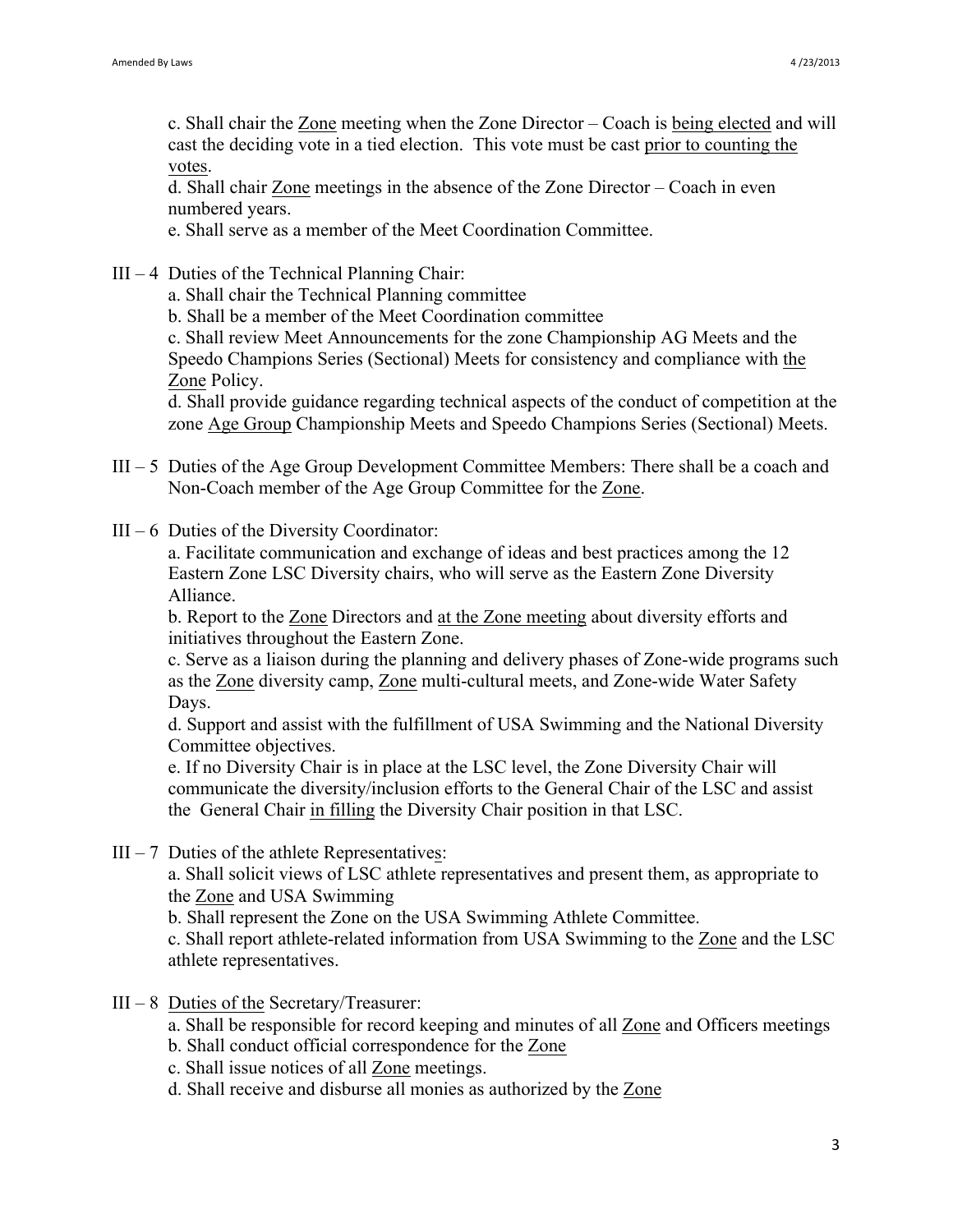c. Shall chair the Zone meeting when the Zone Director – Coach is being elected and will cast the deciding vote in a tied election. This vote must be cast prior to counting the votes.
d. Shall chair Zone meetings in the absence of the Zone Director – Coach in even numbered years.
e. Shall serve as a member of the Meet Coordination Committee.

III – 4 Duties of the Technical Planning Chair:
a. Shall chair the Technical Planning committee
b. Shall be a member of the Meet Coordination committee
c. Shall review Meet Announcements for the zone Championship AG Meets and the Speedo Champions Series (Sectional) Meets for consistency and compliance with the Zone Policy.
d. Shall provide guidance regarding technical aspects of the conduct of competition at the zone Age Group Championship Meets and Speedo Champions Series (Sectional) Meets.

III – 5 Duties of the Age Group Development Committee Members: There shall be a coach and Non-Coach member of the Age Group Committee for the Zone.

III – 6 Duties of the Diversity Coordinator:
a. Facilitate communication and exchange of ideas and best practices among the 12 Eastern Zone LSC Diversity chairs, who will serve as the Eastern Zone Diversity Alliance.
b. Report to the Zone Directors and at the Zone meeting about diversity efforts and initiatives throughout the Eastern Zone.
c. Serve as a liaison during the planning and delivery phases of Zone-wide programs such as the Zone diversity camp, Zone multi-cultural meets, and Zone-wide Water Safety Days.
d. Support and assist with the fulfillment of USA Swimming and the National Diversity Committee objectives.
e. If no Diversity Chair is in place at the LSC level, the Zone Diversity Chair will communicate the diversity/inclusion efforts to the General Chair of the LSC and assist the General Chair in filling the Diversity Chair position in that LSC.

III – 7 Duties of the athlete Representatives:
a. Shall solicit views of LSC athlete representatives and present them, as appropriate to the Zone and USA Swimming
b. Shall represent the Zone on the USA Swimming Athlete Committee.
c. Shall report athlete-related information from USA Swimming to the Zone and the LSC athlete representatives.

III – 8 Duties of the Secretary/Treasurer:
a. Shall be responsible for record keeping and minutes of all Zone and Officers meetings
b. Shall conduct official correspondence for the Zone
c. Shall issue notices of all Zone meetings.
d. Shall receive and disburse all monies as authorized by the Zone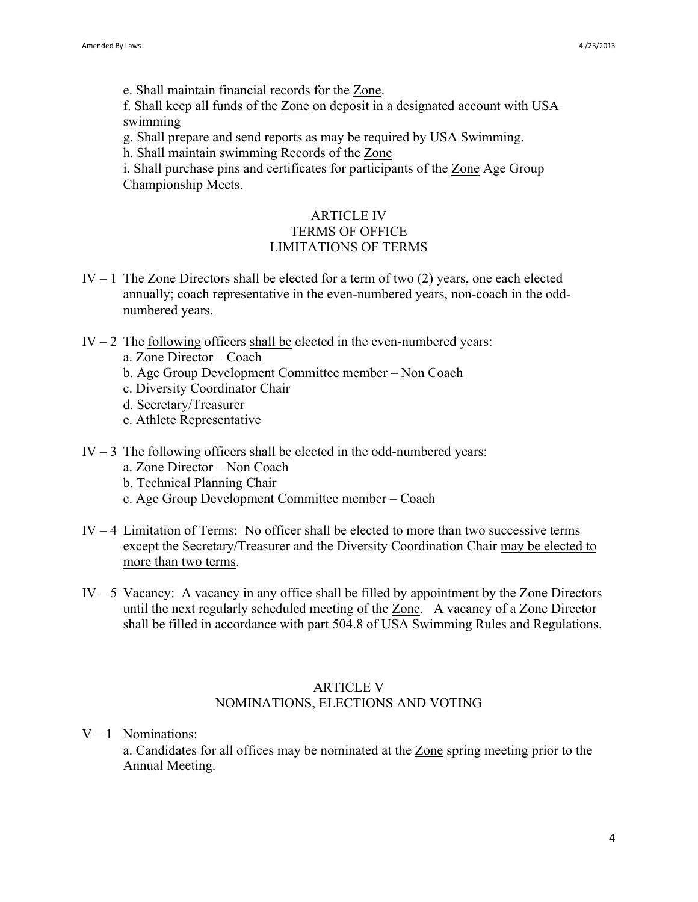e. Shall maintain financial records for the Zone.

f. Shall keep all funds of the Zone on deposit in a designated account with USA swimming

g. Shall prepare and send reports as may be required by USA Swimming.

h. Shall maintain swimming Records of the Zone

i. Shall purchase pins and certificates for participants of the Zone Age Group Championship Meets.

## ARTICLE IV
## TERMS OF OFFICE
## LIMITATIONS OF TERMS

IV – 1 The Zone Directors shall be elected for a term of two (2) years, one each elected annually; coach representative in the even-numbered years, non-coach in the odd-numbered years.

IV – 2 The following officers shall be elected in the even-numbered years:
- a. Zone Director – Coach
- b. Age Group Development Committee member – Non Coach
- c. Diversity Coordinator Chair
- d. Secretary/Treasurer
- e. Athlete Representative

IV – 3 The following officers shall be elected in the odd-numbered years:
- a. Zone Director – Non Coach
- b. Technical Planning Chair
- c. Age Group Development Committee member – Coach

IV – 4 Limitation of Terms: No officer shall be elected to more than two successive terms except the Secretary/Treasurer and the Diversity Coordination Chair may be elected to more than two terms.

IV – 5 Vacancy: A vacancy in any office shall be filled by appointment by the Zone Directors until the next regularly scheduled meeting of the Zone. A vacancy of a Zone Director shall be filled in accordance with part 504.8 of USA Swimming Rules and Regulations.

## ARTICLE V
## NOMINATIONS, ELECTIONS AND VOTING

V – 1 Nominations:

a. Candidates for all offices may be nominated at the Zone spring meeting prior to the Annual Meeting.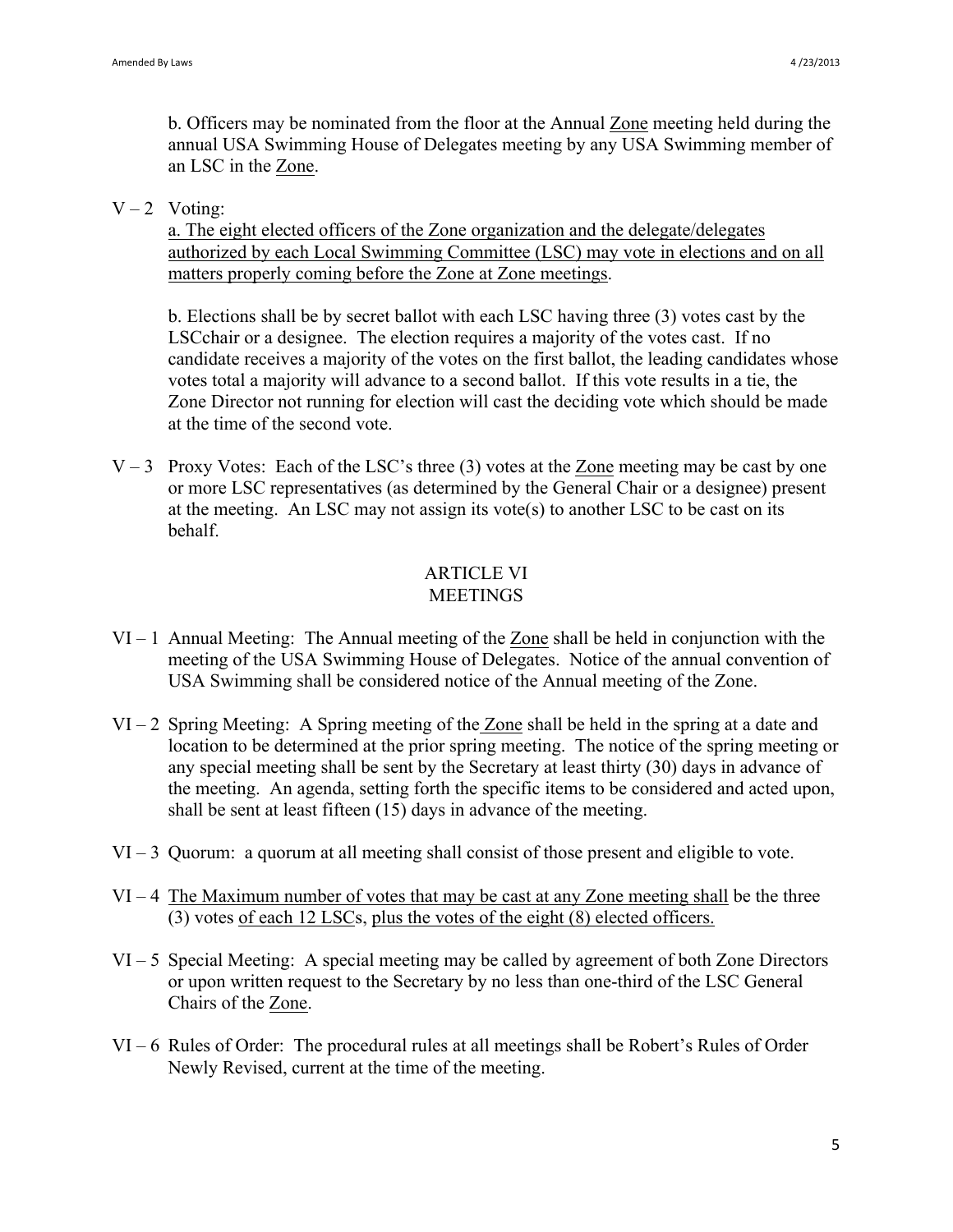b. Officers may be nominated from the floor at the Annual Zone meeting held during the annual USA Swimming House of Delegates meeting by any USA Swimming member of an LSC in the Zone.

V – 2 Voting:

a. The eight elected officers of the Zone organization and the delegate/delegates authorized by each Local Swimming Committee (LSC) may vote in elections and on all matters properly coming before the Zone at Zone meetings.

b. Elections shall be by secret ballot with each LSC having three (3) votes cast by the LSCchair or a designee. The election requires a majority of the votes cast. If no candidate receives a majority of the votes on the first ballot, the leading candidates whose votes total a majority will advance to a second ballot. If this vote results in a tie, the Zone Director not running for election will cast the deciding vote which should be made at the time of the second vote.

V – 3 Proxy Votes: Each of the LSC's three (3) votes at the Zone meeting may be cast by one or more LSC representatives (as determined by the General Chair or a designee) present at the meeting. An LSC may not assign its vote(s) to another LSC to be cast on its behalf.

## ARTICLE VI
## MEETINGS

VI – 1 Annual Meeting: The Annual meeting of the Zone shall be held in conjunction with the meeting of the USA Swimming House of Delegates. Notice of the annual convention of USA Swimming shall be considered notice of the Annual meeting of the Zone.

VI – 2 Spring Meeting: A Spring meeting of the Zone shall be held in the spring at a date and location to be determined at the prior spring meeting. The notice of the spring meeting or any special meeting shall be sent by the Secretary at least thirty (30) days in advance of the meeting. An agenda, setting forth the specific items to be considered and acted upon, shall be sent at least fifteen (15) days in advance of the meeting.

VI – 3 Quorum: a quorum at all meeting shall consist of those present and eligible to vote.

VI – 4 The Maximum number of votes that may be cast at any Zone meeting shall be the three (3) votes of each 12 LSCs, plus the votes of the eight (8) elected officers.

VI – 5 Special Meeting: A special meeting may be called by agreement of both Zone Directors or upon written request to the Secretary by no less than one-third of the LSC General Chairs of the Zone.

VI – 6 Rules of Order: The procedural rules at all meetings shall be Robert's Rules of Order Newly Revised, current at the time of the meeting.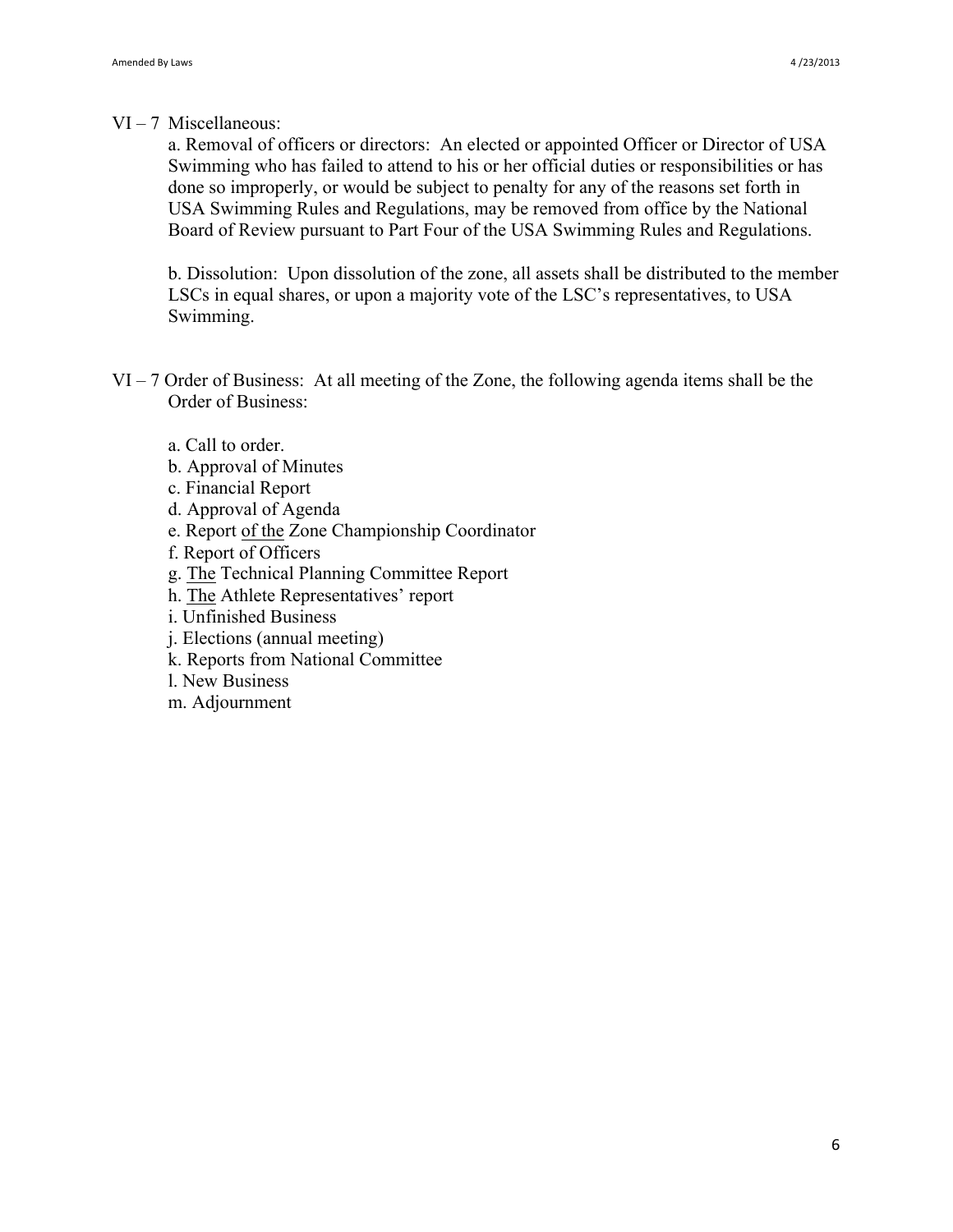VI – 7 Miscellaneous:

a. Removal of officers or directors: An elected or appointed Officer or Director of USA Swimming who has failed to attend to his or her official duties or responsibilities or has done so improperly, or would be subject to penalty for any of the reasons set forth in USA Swimming Rules and Regulations, may be removed from office by the National Board of Review pursuant to Part Four of the USA Swimming Rules and Regulations.

b. Dissolution: Upon dissolution of the zone, all assets shall be distributed to the member LSCs in equal shares, or upon a majority vote of the LSC's representatives, to USA Swimming.

VI – 7 Order of Business: At all meeting of the Zone, the following agenda items shall be the Order of Business:

a. Call to order.
b. Approval of Minutes
c. Financial Report
d. Approval of Agenda
e. Report <u>of the</u> Zone Championship Coordinator
f. Report of Officers
g. <u>The</u> Technical Planning Committee Report
h. <u>The</u> Athlete Representatives' report
i. Unfinished Business
j. Elections (annual meeting)
k. Reports from National Committee
l. New Business
m. Adjournment